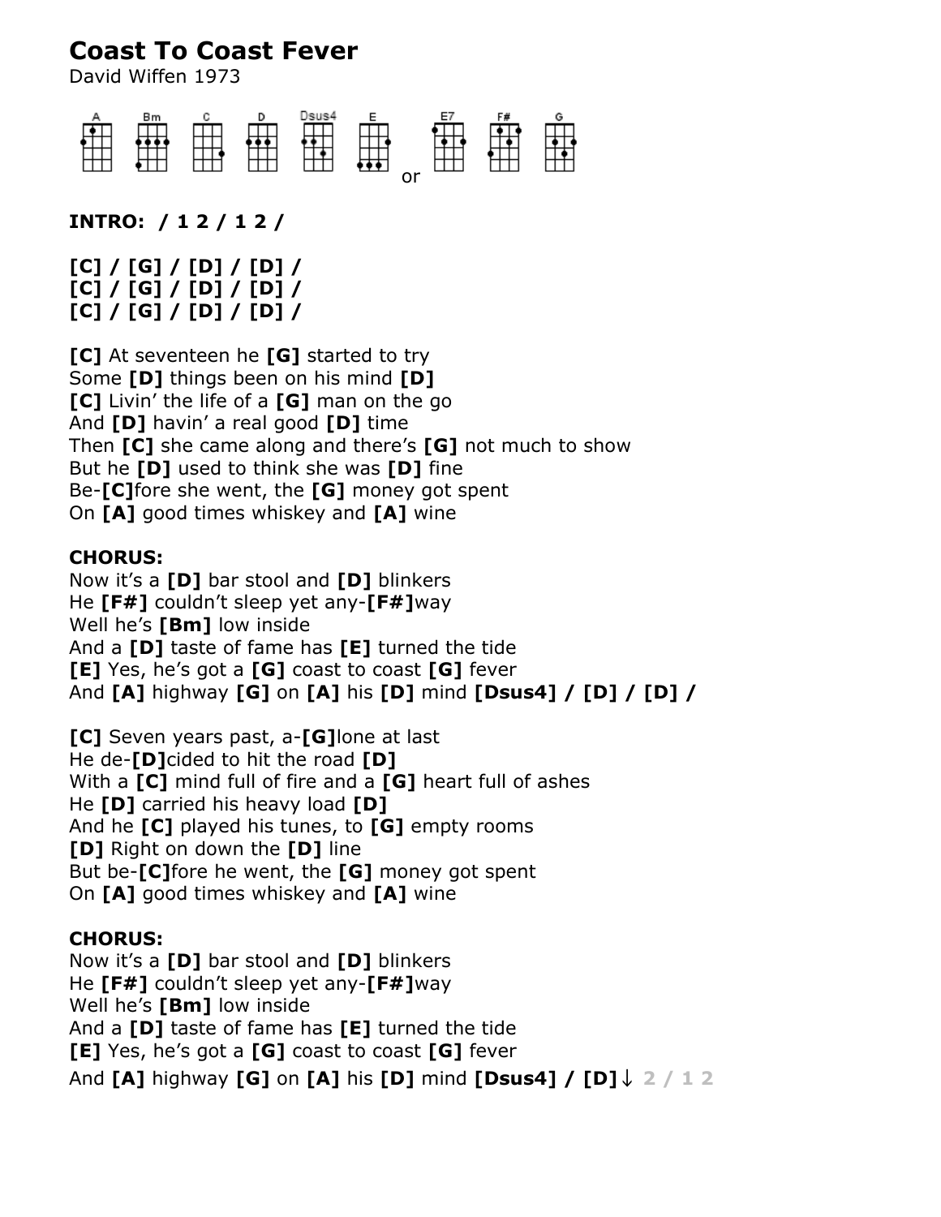# Coast To Coast Fever

David Wiffen 1973

A Bm C D Dsus4 E or E7 F# G

**INTRO: / 1 2 / 1 2 /**

**[C] / [G] / [D] / [D] /**
**[C] / [G] / [D] / [D] /**
**[C] / [G] / [D] / [D] /**

**[C]** At seventeen he **[G]** started to try
Some **[D]** things been on his mind **[D]**
**[C]** Livin' the life of a **[G]** man on the go
And **[D]** havin' a real good **[D]** time
Then **[C]** she came along and there's **[G]** not much to show
But he **[D]** used to think she was **[D]** fine
Be-**[C]**fore she went, the **[G]** money got spent
On **[A]** good times whiskey and **[A]** wine

**CHORUS:**
Now it's a **[D]** bar stool and **[D]** blinkers
He **[F#]** couldn't sleep yet any-**[F#]**way
Well he's **[Bm]** low inside
And a **[D]** taste of fame has **[E]** turned the tide
**[E]** Yes, he's got a **[G]** coast to coast **[G]** fever
And **[A]** highway **[G]** on **[A]** his **[D]** mind **[Dsus4] / [D] / [D] /**

**[C]** Seven years past, a-**[G]**lone at last
He de-**[D]**cided to hit the road **[D]**
With a **[C]** mind full of fire and a **[G]** heart full of ashes
He **[D]** carried his heavy load **[D]**
And he **[C]** played his tunes, to **[G]** empty rooms
**[D]** Right on down the **[D]** line
But be-**[C]**fore he went, the **[G]** money got spent
On **[A]** good times whiskey and **[A]** wine

**CHORUS:**
Now it's a **[D]** bar stool and **[D]** blinkers
He **[F#]** couldn't sleep yet any-**[F#]**way
Well he's **[Bm]** low inside
And a **[D]** taste of fame has **[E]** turned the tide
**[E]** Yes, he's got a **[G]** coast to coast **[G]** fever
And **[A]** highway **[G]** on **[A]** his **[D]** mind **[Dsus4] / [D]**↓ 2 / 1 2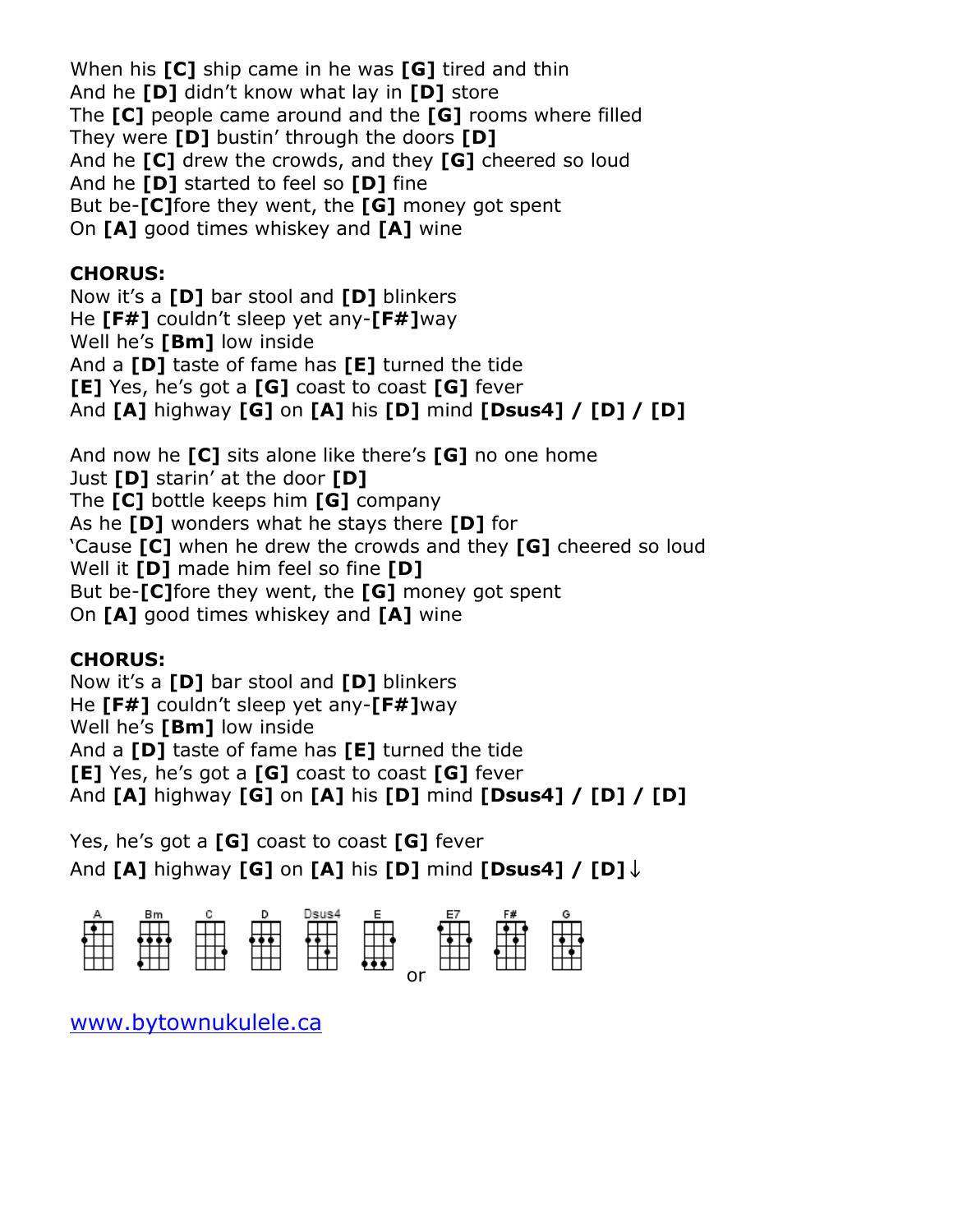When his **[C]** ship came in he was **[G]** tired and thin
And he **[D]** didn't know what lay in **[D]** store
The **[C]** people came around and the **[G]** rooms where filled
They were **[D]** bustin' through the doors **[D]**
And he **[C]** drew the crowds, and they **[G]** cheered so loud
And he **[D]** started to feel so **[D]** fine
But be-**[C]**fore they went, the **[G]** money got spent
On **[A]** good times whiskey and **[A]** wine

**CHORUS:**
Now it's a **[D]** bar stool and **[D]** blinkers
He **[F#]** couldn't sleep yet any-**[F#]**way
Well he's **[Bm]** low inside
And a **[D]** taste of fame has **[E]** turned the tide
**[E]** Yes, he's got a **[G]** coast to coast **[G]** fever
And **[A]** highway **[G]** on **[A]** his **[D]** mind **[Dsus4] / [D] / [D]**

And now he **[C]** sits alone like there's **[G]** no one home
Just **[D]** starin' at the door **[D]**
The **[C]** bottle keeps him **[G]** company
As he **[D]** wonders what he stays there **[D]** for
'Cause **[C]** when he drew the crowds and they **[G]** cheered so loud
Well it **[D]** made him feel so fine **[D]**
But be-**[C]**fore they went, the **[G]** money got spent
On **[A]** good times whiskey and **[A]** wine

**CHORUS:**
Now it's a **[D]** bar stool and **[D]** blinkers
He **[F#]** couldn't sleep yet any-**[F#]**way
Well he's **[Bm]** low inside
And a **[D]** taste of fame has **[E]** turned the tide
**[E]** Yes, he's got a **[G]** coast to coast **[G]** fever
And **[A]** highway **[G]** on **[A]** his **[D]** mind **[Dsus4] / [D] / [D]**

Yes, he's got a **[G]** coast to coast **[G]** fever
And **[A]** highway **[G]** on **[A]** his **[D]** mind **[Dsus4] / [D]**↓

A Bm C D Dsus4 E or E7 F# G

www.bytownukulele.ca